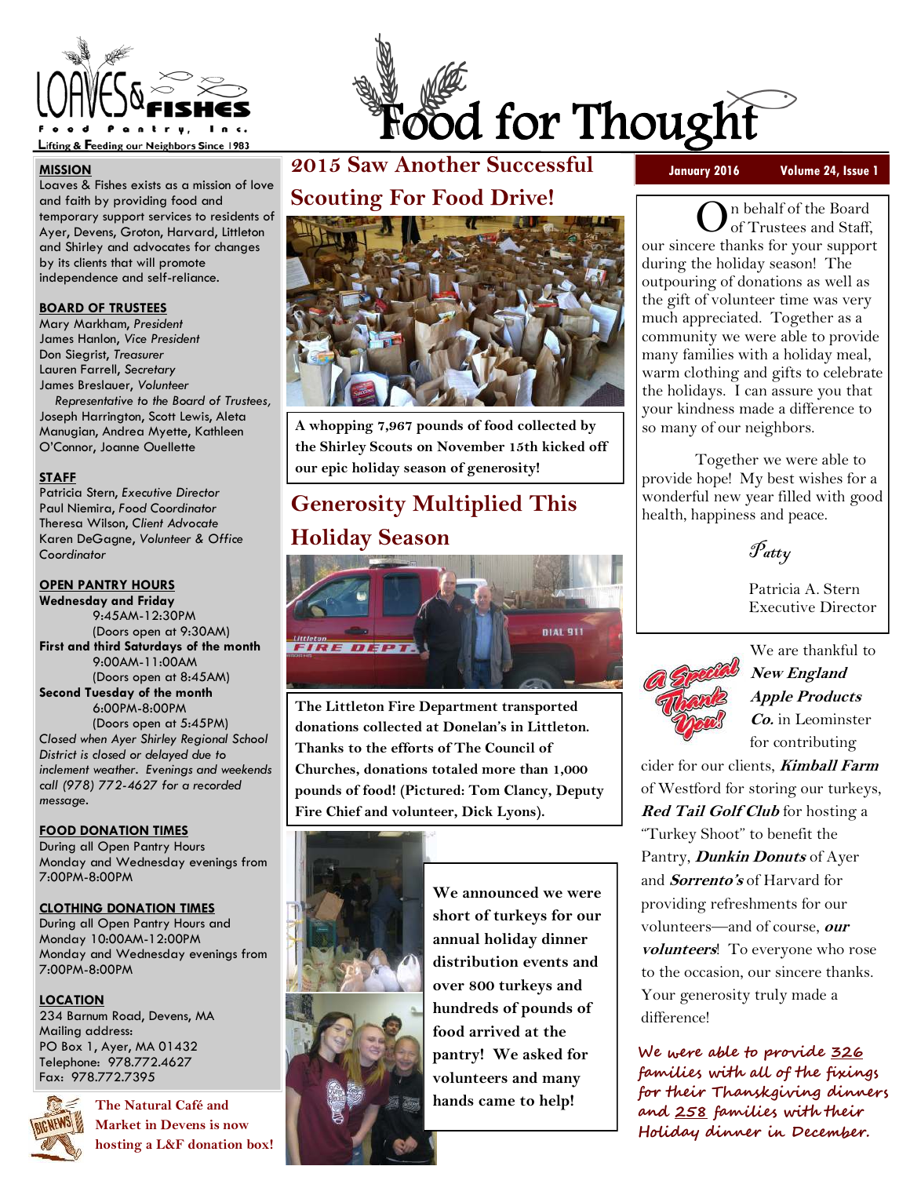# Food for Thought

**Loaves & Fishes Food Pantry, Inc.**
Lifting & Feeding our Neighbors Since 1983

January 2016 — Volume 24, Issue 1

### MISSION

Loaves & Fishes exists as a mission of love and faith by providing food and temporary support services to residents of Ayer, Devens, Groton, Harvard, Littleton and Shirley and advocates for changes by its clients that will promote independence and self-reliance.

### BOARD OF TRUSTEES

Mary Markham, *President*
James Hanlon, *Vice President*
Don Siegrist, *Treasurer*
Lauren Farrell, *Secretary*
James Breslauer, *Volunteer Representative to the Board of Trustees,*
Joseph Harrington, Scott Lewis, Aleta Manugian, Andrea Myette, Kathleen O'Connor, Joanne Ouellette

### STAFF

Patricia Stern, *Executive Director*
Paul Niemira, *Food Coordinator*
Theresa Wilson, *Client Advocate*
Karen DeGagne, *Volunteer & Office Coordinator*

### OPEN PANTRY HOURS

**Wednesday and Friday**
9:45AM-12:30PM
(Doors open at 9:30AM)
**First and third Saturdays of the month**
9:00AM-11:00AM
(Doors open at 8:45AM)
**Second Tuesday of the month**
6:00PM-8:00PM
(Doors open at 5:45PM)
*Closed when Ayer Shirley Regional School District is closed or delayed due to inclement weather. Evenings and weekends call (978) 772-4627 for a recorded message.*

### FOOD DONATION TIMES

During all Open Pantry Hours
Monday and Wednesday evenings from 7:00PM-8:00PM

### CLOTHING DONATION TIMES

During all Open Pantry Hours and
Monday 10:00AM-12:00PM
Monday and Wednesday evenings from 7:00PM-8:00PM

### LOCATION

234 Barnum Road, Devens, MA
Mailing address:
PO Box 1, Ayer, MA 01432
Telephone: 978.772.4627
Fax: 978.772.7395

**The Natural Café and Market in Devens is now hosting a L&F donation box!**

## 2015 Saw Another Successful Scouting For Food Drive!

**A whopping 7,967 pounds of food collected by the Shirley Scouts on November 15th kicked off our epic holiday season of generosity!**

## Generosity Multiplied This Holiday Season

**The Littleton Fire Department transported donations collected at Donelan's in Littleton. Thanks to the efforts of The Council of Churches, donations totaled more than 1,000 pounds of food! (Pictured: Tom Clancy, Deputy Fire Chief and volunteer, Dick Lyons).**

**We announced we were short of turkeys for our annual holiday dinner distribution events and over 800 turkeys and hundreds of pounds of food arrived at the pantry! We asked for volunteers and many hands came to help!**

On behalf of the Board of Trustees and Staff, our sincere thanks for your support during the holiday season! The outpouring of donations as well as the gift of volunteer time was very much appreciated. Together as a community we were able to provide many families with a holiday meal, warm clothing and gifts to celebrate the holidays. I can assure you that your kindness made a difference to so many of our neighbors.

Together we were able to provide hope! My best wishes for a wonderful new year filled with good health, happiness and peace.

*Patty*

Patricia A. Stern
Executive Director

**A Special Thank You!**

We are thankful to ***New England Apple Products Co.*** in Leominster for contributing cider for our clients, ***Kimball Farm*** of Westford for storing our turkeys, ***Red Tail Golf Club*** for hosting a "Turkey Shoot" to benefit the Pantry, ***Dunkin Donuts*** of Ayer and ***Sorrento's*** of Harvard for providing refreshments for our volunteers—and of course, ***our volunteers***! To everyone who rose to the occasion, our sincere thanks. Your generosity truly made a difference!

**We were able to provide 326 families with all of the fixings for their Thanksgiving dinners and 258 families with their Holiday dinner in December.**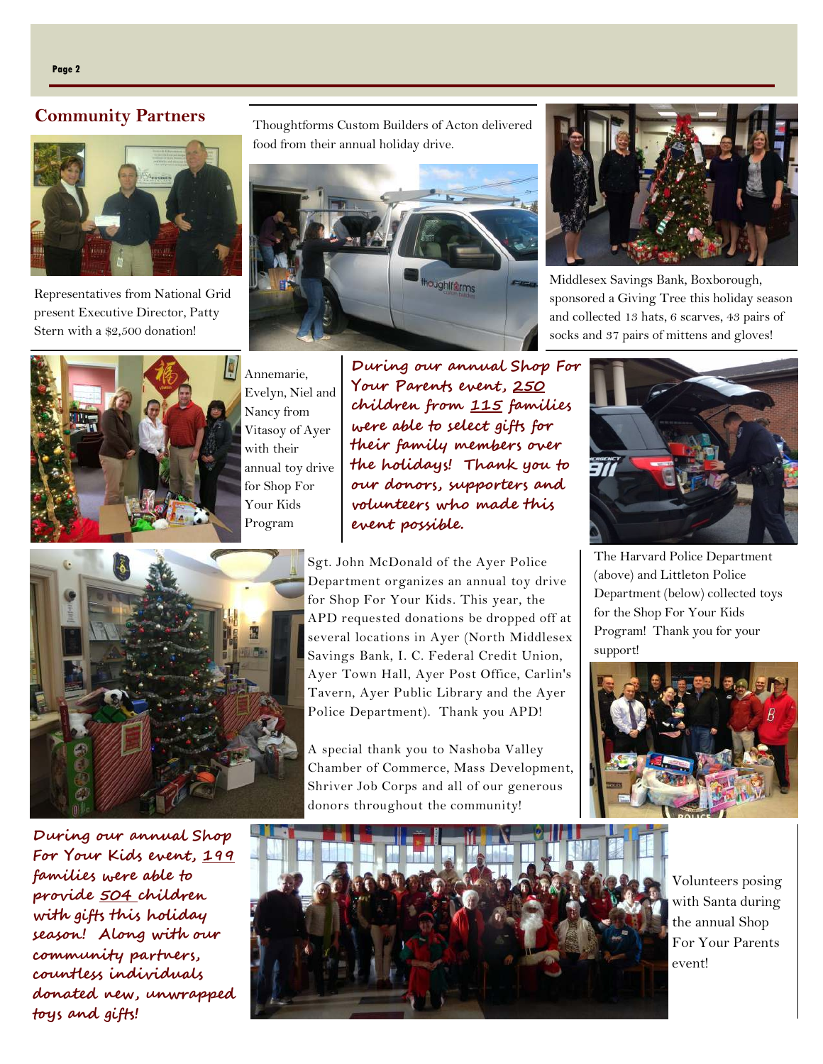## Community Partners

Representatives from National Grid present Executive Director, Patty Stern with a $2,500 donation!

Thoughtforms Custom Builders of Acton delivered food from their annual holiday drive.

Middlesex Savings Bank, Boxborough, sponsored a Giving Tree this holiday season and collected 13 hats, 6 scarves, 43 pairs of socks and 37 pairs of mittens and gloves!

Annemarie, Evelyn, Niel and Nancy from Vitasoy of Ayer with their annual toy drive for Shop For Your Kids Program

**During our annual Shop For Your Parents event, 250 children from 115 families were able to select gifts for their family members over the holidays! Thank you to our donors, supporters and volunteers who made this event possible.**

The Harvard Police Department (above) and Littleton Police Department (below) collected toys for the Shop For Your Kids Program! Thank you for your support!

Sgt. John McDonald of the Ayer Police Department organizes an annual toy drive for Shop For Your Kids. This year, the APD requested donations be dropped off at several locations in Ayer (North Middlesex Savings Bank, I. C. Federal Credit Union, Ayer Town Hall, Ayer Post Office, Carlin's Tavern, Ayer Public Library and the Ayer Police Department). Thank you APD!

A special thank you to Nashoba Valley Chamber of Commerce, Mass Development, Shriver Job Corps and all of our generous donors throughout the community!

**During our annual Shop For Your Kids event, 199 families were able to provide 504 children with gifts this holiday season! Along with our community partners, countless individuals donated new, unwrapped toys and gifts!**

Volunteers posing with Santa during the annual Shop For Your Parents event!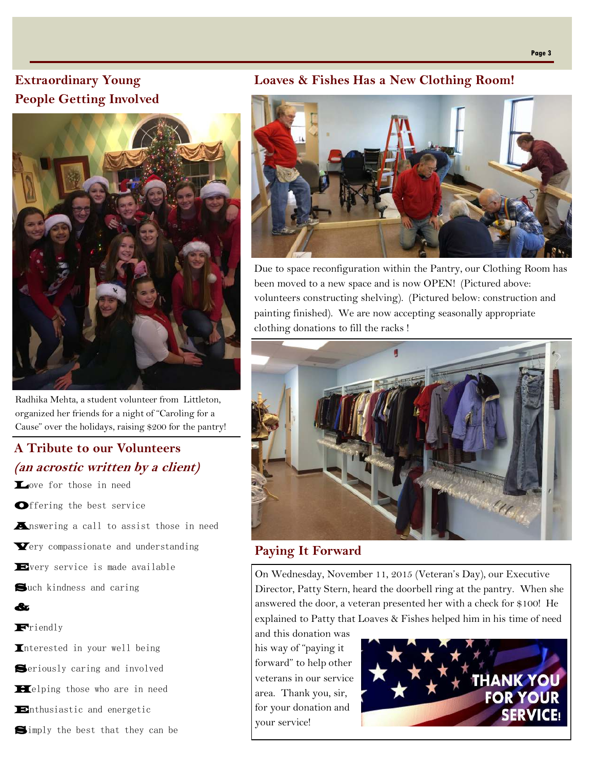## Extraordinary Young People Getting Involved

Radhika Mehta, a student volunteer from Littleton, organized her friends for a night of "Caroling for a Cause" over the holidays, raising $200 for the pantry!

## A Tribute to our Volunteers

### *(an acrostic written by a client)*

**L**ove for those in need

**O**ffering the best service

**A**nswering a call to assist those in need

**V**ery compassionate and understanding

**E**very service is made available

**S**uch kindness and caring

**&**

**F**riendly

**I**nterested in your well being

**S**eriously caring and involved

**H**elping those who are in need

**E**nthusiastic and energetic

**S**imply the best that they can be

## Loaves & Fishes Has a New Clothing Room!

Due to space reconfiguration within the Pantry, our Clothing Room has been moved to a new space and is now OPEN! (Pictured above: volunteers constructing shelving). (Pictured below: construction and painting finished). We are now accepting seasonally appropriate clothing donations to fill the racks !

## Paying It Forward

On Wednesday, November 11, 2015 (Veteran's Day), our Executive Director, Patty Stern, heard the doorbell ring at the pantry. When she answered the door, a veteran presented her with a check for $100! He explained to Patty that Loaves & Fishes helped him in his time of need and this donation was his way of "paying it forward" to help other veterans in our service area. Thank you, sir, for your donation and your service!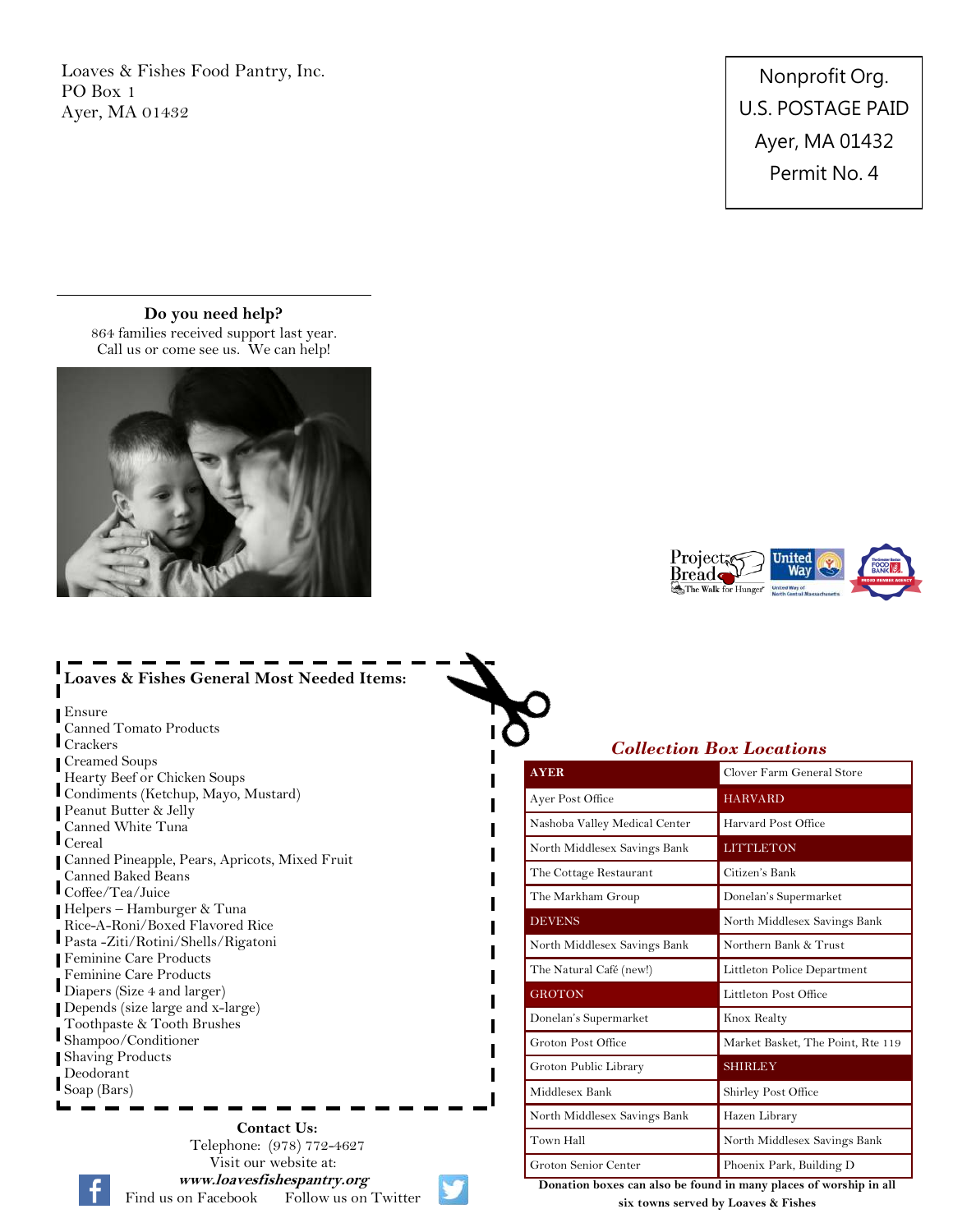Loaves & Fishes Food Pantry, Inc.
PO Box 1
Ayer, MA 01432

Nonprofit Org.
U.S. POSTAGE PAID
Ayer, MA 01432
Permit No. 4

**Do you need help?**
864 families received support last year.
Call us or come see us. We can help!

**Loaves & Fishes General Most Needed Items:**

- Ensure
- Canned Tomato Products
- Crackers
- Creamed Soups
- Hearty Beef or Chicken Soups
- Condiments (Ketchup, Mayo, Mustard)
- Peanut Butter & Jelly
- Canned White Tuna
- Cereal
- Canned Pineapple, Pears, Apricots, Mixed Fruit
- Canned Baked Beans
- Coffee/Tea/Juice
- Helpers – Hamburger & Tuna
- Rice-A-Roni/Boxed Flavored Rice
- Pasta -Ziti/Rotini/Shells/Rigatoni
- Feminine Care Products
- Feminine Care Products
- Diapers (Size 4 and larger)
- Depends (size large and x-large)
- Toothpaste & Tooth Brushes
- Shampoo/Conditioner
- Shaving Products
- Deodorant
- Soap (Bars)

**Contact Us:**
Telephone: (978) 772-4627
Visit our website at:
***www.loavesfishespantry.org***
Find us on Facebook    Follow us on Twitter

***Collection Box Locations***

| | |
|---|---|
| AYER | Clover Farm General Store |
| Ayer Post Office | HARVARD |
| Nashoba Valley Medical Center | Harvard Post Office |
| North Middlesex Savings Bank | LITTLETON |
| The Cottage Restaurant | Citizen's Bank |
| The Markham Group | Donelan's Supermarket |
| DEVENS | North Middlesex Savings Bank |
| North Middlesex Savings Bank | Northern Bank & Trust |
| The Natural Café (new!) | Littleton Police Department |
| GROTON | Littleton Post Office |
| Donelan's Supermarket | Knox Realty |
| Groton Post Office | Market Basket, The Point, Rte 119 |
| Groton Public Library | SHIRLEY |
| Middlesex Bank | Shirley Post Office |
| North Middlesex Savings Bank | Hazen Library |
| Town Hall | North Middlesex Savings Bank |
| Groton Senior Center | Phoenix Park, Building D |

**Donation boxes can also be found in many places of worship in all six towns served by Loaves & Fishes**